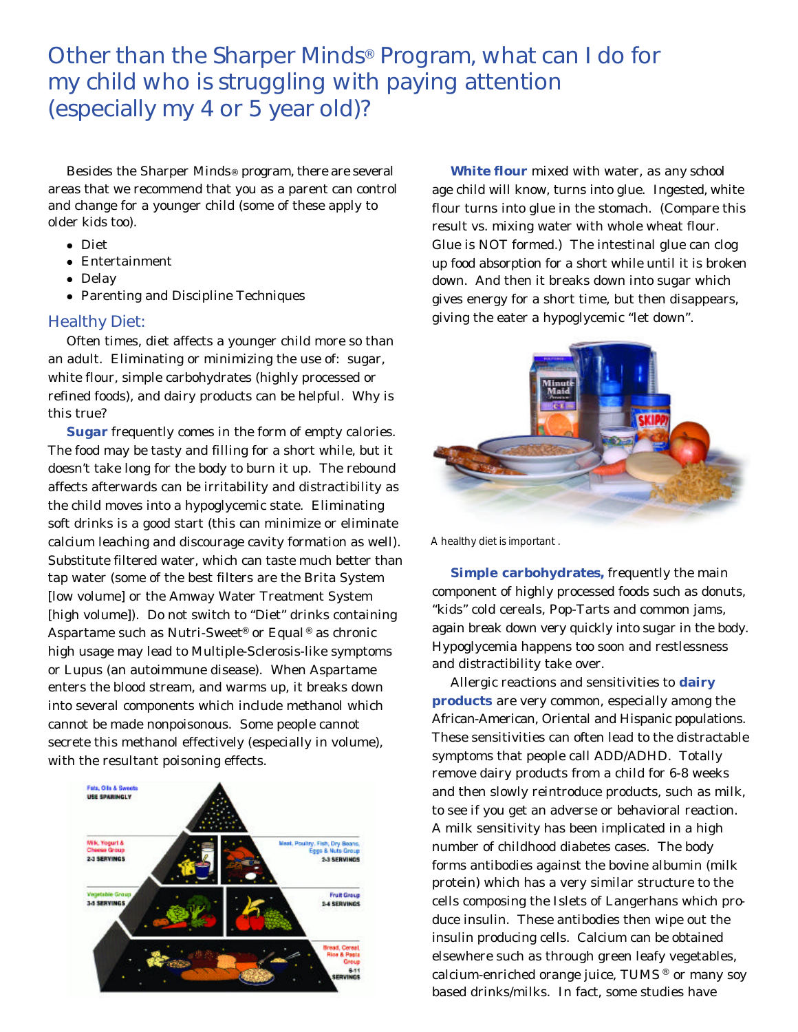# Other than the Sharper Minds® Program, what can I do for my child who is struggling with paying attention (especially my 4 or 5 year old)?

Besides the Sharper Minds® program, there are several areas that we recommend that you as a parent can control and change for a younger child (some of these apply to older kids too).

- Diet
- Entertainment
- Delay
- Parenting and Discipline Techniques

## Healthy Diet:

Often times, diet affects a younger child more so than an adult. Eliminating or minimizing the use of: sugar, white flour, simple carbohydrates (highly processed or refined foods), and dairy products can be helpful. Why is this true?

**Sugar** frequently comes in the form of empty calories. The food may be tasty and filling for a short while, but it doesn't take long for the body to burn it up. The rebound affects afterwards can be irritability and distractibility as the child moves into a hypoglycemic state. Eliminating soft drinks is a good start (this can minimize or eliminate calcium leaching and discourage cavity formation as well). Substitute filtered water, which can taste much better than tap water (some of the best filters are the Brita System [low volume] or the Amway Water Treatment System [high volume]). Do not switch to "Diet" drinks containing Aspartame such as Nutri-Sweet® or Equal® as chronic high usage may lead to Multiple-Sclerosis-like symptoms or Lupus (an autoimmune disease). When Aspartame enters the blood stream, and warms up, it breaks down into several components which include methanol which cannot be made nonpoisonous. Some people cannot secrete this methanol effectively (especially in volume), with the resultant poisoning effects.

**White flour** mixed with water, as any school age child will know, turns into glue. Ingested, white flour turns into glue in the stomach. (Compare this result vs. mixing water with whole wheat flour. Glue is NOT formed.) The intestinal glue can clog up food absorption for a short while until it is broken down. And then it breaks down into sugar which gives energy for a short time, but then disappears, giving the eater a hypoglycemic "let down".

A healthy diet is important .

**Simple carbohydrates,** frequently the main component of highly processed foods such as donuts, "kids" cold cereals, Pop-Tarts and common jams, again break down very quickly into sugar in the body. Hypoglycemia happens too soon and restlessness and distractibility take over.

Allergic reactions and sensitivities to **dairy products** are very common, especially among the African-American, Oriental and Hispanic populations. These sensitivities can often lead to the distractable symptoms that people call ADD/ADHD. Totally remove dairy products from a child for 6-8 weeks and then slowly reintroduce products, such as milk, to see if you get an adverse or behavioral reaction. A milk sensitivity has been implicated in a high number of childhood diabetes cases. The body forms antibodies against the bovine albumin (milk protein) which has a very similar structure to the cells composing the Islets of Langerhans which produce insulin. These antibodies then wipe out the insulin producing cells. Calcium can be obtained elsewhere such as through green leafy vegetables, calcium-enriched orange juice, TUMS® or many soy based drinks/milks. In fact, some studies have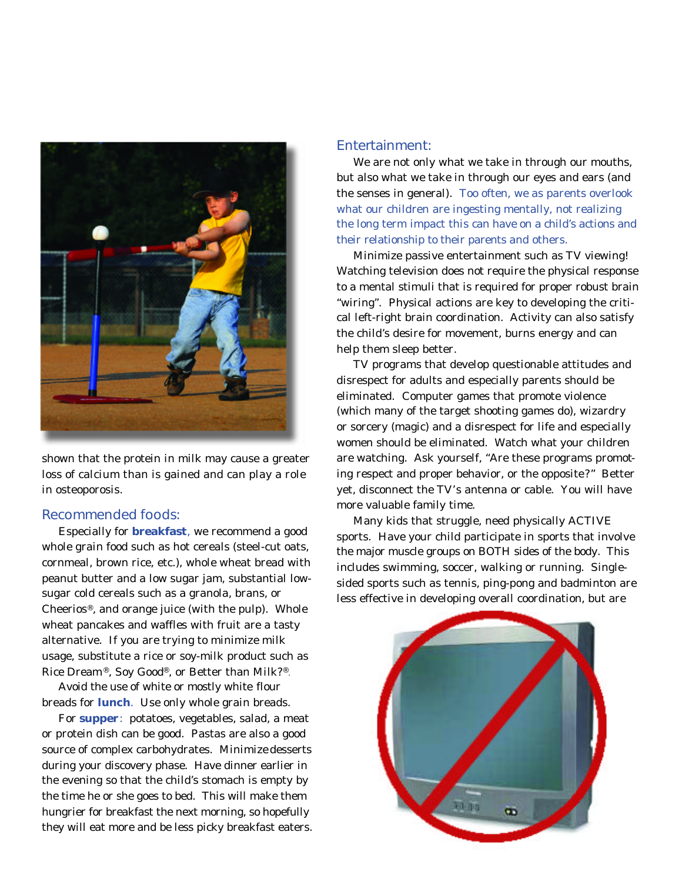shown that the protein in milk may cause a greater loss of calcium than is gained and can play a role in osteoporosis.

## Recommended foods:

Especially for **breakfast**, we recommend a good whole grain food such as hot cereals (steel-cut oats, cornmeal, brown rice, etc.), whole wheat bread with peanut butter and a low sugar jam, substantial low-sugar cold cereals such as a granola, brans, or Cheerios®, and orange juice (with the pulp). Whole wheat pancakes and waffles with fruit are a tasty alternative. If you are trying to minimize milk usage, substitute a rice or soy-milk product such as Rice Dream®, Soy Good®, or Better than Milk?®.

Avoid the use of white or mostly white flour breads for **lunch**. Use only whole grain breads.

For **supper**: potatoes, vegetables, salad, a meat or protein dish can be good. Pastas are also a good source of complex carbohydrates. Minimize desserts during your discovery phase. Have dinner earlier in the evening so that the child's stomach is empty by the time he or she goes to bed. This will make them hungrier for breakfast the next morning, so hopefully they will eat more and be less picky breakfast eaters.

## Entertainment:

We are not only what we take in through our mouths, but also what we take in through our eyes and ears (and the senses in general). Too often, we as parents overlook what our children are ingesting mentally, not realizing the long term impact this can have on a child's actions and their relationship to their parents and others.

Minimize passive entertainment such as TV viewing! Watching television does not require the physical response to a mental stimuli that is required for proper robust brain "wiring". Physical actions are key to developing the critical left-right brain coordination. Activity can also satisfy the child's desire for movement, burns energy and can help them sleep better.

TV programs that develop questionable attitudes and disrespect for adults and especially parents should be eliminated. Computer games that promote violence (which many of the target shooting games do), wizardry or sorcery (magic) and a disrespect for life and especially women should be eliminated. Watch what your children are watching. Ask yourself, "Are these programs promoting respect and proper behavior, or the opposite?" Better yet, disconnect the TV's antenna or cable. You will have more valuable family time.

Many kids that struggle, need physically ACTIVE sports. Have your child participate in sports that involve the major muscle groups on BOTH sides of the body. This includes swimming, soccer, walking or running. Single-sided sports such as tennis, ping-pong and badminton are less effective in developing overall coordination, but are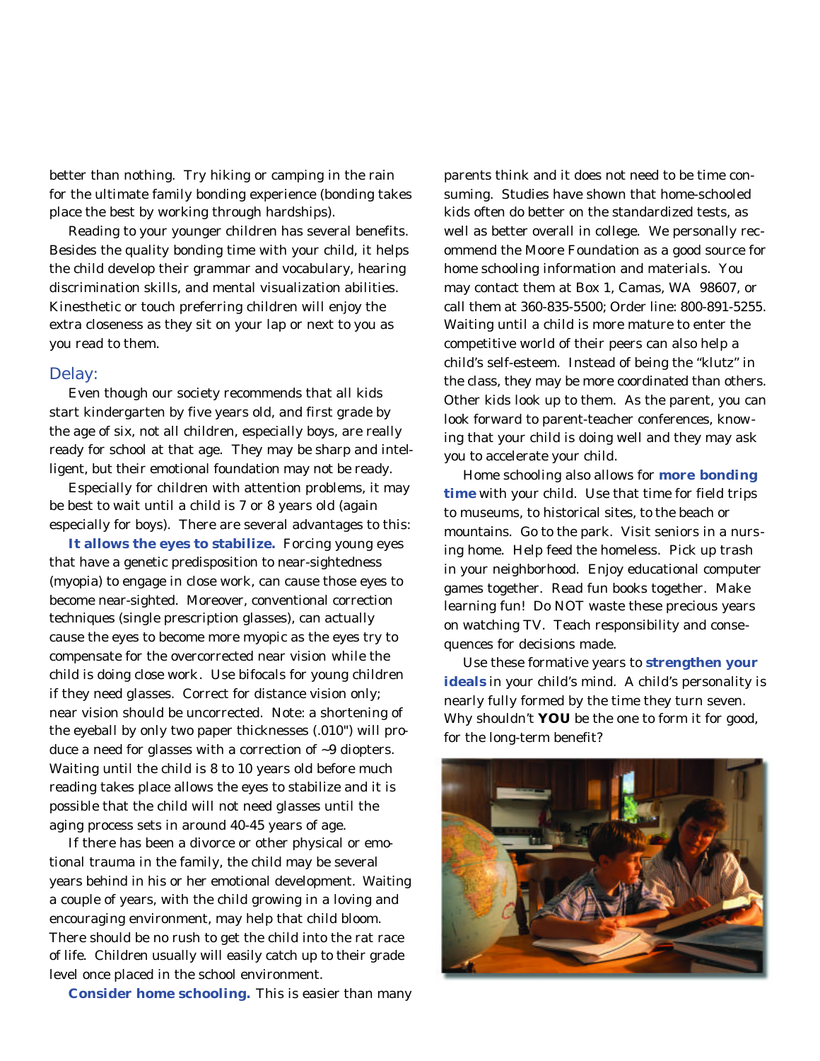better than nothing. Try hiking or camping in the rain for the ultimate family bonding experience (bonding takes place the best by working through hardships).

Reading to your younger children has several benefits. Besides the quality bonding time with your child, it helps the child develop their grammar and vocabulary, hearing discrimination skills, and mental visualization abilities. Kinesthetic or touch preferring children will enjoy the extra closeness as they sit on your lap or next to you as you read to them.

## Delay:

Even though our society recommends that all kids start kindergarten by five years old, and first grade by the age of six, not all children, especially boys, are really ready for school at that age. They may be sharp and intelligent, but their emotional foundation may not be ready.

Especially for children with attention problems, it may be best to wait until a child is 7 or 8 years old (again especially for boys). There are several advantages to this:

**It allows the eyes to stabilize.** Forcing young eyes that have a genetic predisposition to near-sightedness (myopia) to engage in close work, can cause those eyes to become near-sighted. Moreover, conventional correction techniques (single prescription glasses), can actually cause the eyes to become more myopic as the eyes try to compensate for the overcorrected near vision while the child is doing close work. Use bifocals for young children if they need glasses. Correct for distance vision only; near vision should be uncorrected. Note: a shortening of the eyeball by only two paper thicknesses (.010") will produce a need for glasses with a correction of ~9 diopters. Waiting until the child is 8 to 10 years old before much reading takes place allows the eyes to stabilize and it is possible that the child will not need glasses until the aging process sets in around 40-45 years of age.

If there has been a divorce or other physical or emotional trauma in the family, the child may be several years behind in his or her emotional development. Waiting a couple of years, with the child growing in a loving and encouraging environment, may help that child bloom. There should be no rush to get the child into the rat race of life. Children usually will easily catch up to their grade level once placed in the school environment.

**Consider home schooling.** This is easier than many parents think and it does not need to be time consuming. Studies have shown that home-schooled kids often do better on the standardized tests, as well as better overall in college. We personally recommend the Moore Foundation as a good source for home schooling information and materials. You may contact them at Box 1, Camas, WA 98607, or call them at 360-835-5500; Order line: 800-891-5255. Waiting until a child is more mature to enter the competitive world of their peers can also help a child's self-esteem. Instead of being the "klutz" in the class, they may be more coordinated than others. Other kids look up to them. As the parent, you can look forward to parent-teacher conferences, knowing that your child is doing well and they may ask you to accelerate your child.

Home schooling also allows for **more bonding time** with your child. Use that time for field trips to museums, to historical sites, to the beach or mountains. Go to the park. Visit seniors in a nursing home. Help feed the homeless. Pick up trash in your neighborhood. Enjoy educational computer games together. Read fun books together. Make learning fun! Do NOT waste these precious years on watching TV. Teach responsibility and consequences for decisions made.

Use these formative years to **strengthen your ideals** in your child's mind. A child's personality is nearly fully formed by the time they turn seven. Why shouldn't **YOU** be the one to form it for good, for the long-term benefit?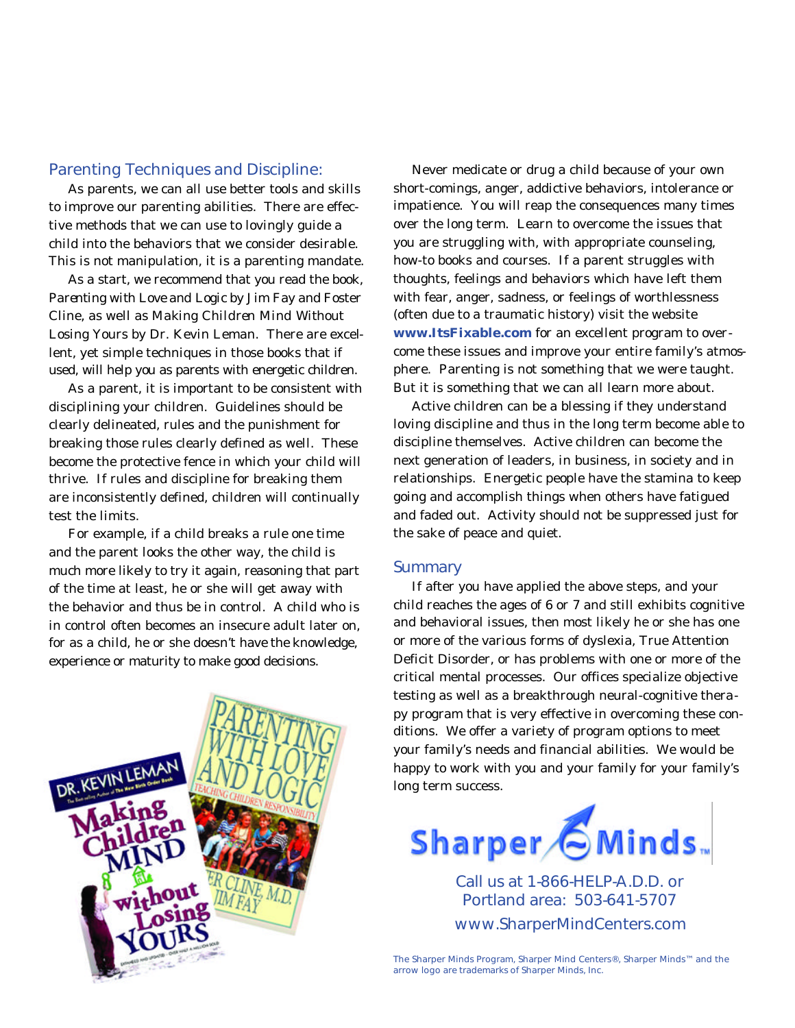## Parenting Techniques and Discipline:

As parents, we can all use better tools and skills to improve our parenting abilities. There are effective methods that we can use to lovingly guide a child into the behaviors that we consider desirable. This is not manipulation, it is a parenting mandate.

As a start, we recommend that you read the book, *Parenting with Love and Logic* by Jim Fay and Foster Cline, as well as *Making Children Mind Without Losing Yours* by Dr. Kevin Leman. There are excellent, yet simple techniques in those books that if used, will help you as parents with energetic children.

As a parent, it is important to be consistent with disciplining your children. Guidelines should be clearly delineated, rules and the punishment for breaking those rules clearly defined as well. These become the protective fence in which your child will thrive. If rules and discipline for breaking them are inconsistently defined, children will continually test the limits.

For example, if a child breaks a rule one time and the parent looks the other way, the child is much more likely to try it again, reasoning that part of the time at least, he or she will get away with the behavior and thus be in control. A child who is in control often becomes an insecure adult later on, for as a child, he or she doesn't have the knowledge, experience or maturity to make good decisions.

Never medicate or drug a child because of your own short-comings, anger, addictive behaviors, intolerance or impatience. You will reap the consequences many times over the long term. Learn to overcome the issues that you are struggling with, with appropriate counseling, how-to books and courses. If a parent struggles with thoughts, feelings and behaviors which have left them with fear, anger, sadness, or feelings of worthlessness (often due to a traumatic history) visit the website **www.ItsFixable.com** for an excellent program to overcome these issues and improve your entire family's atmosphere. Parenting is not something that we were taught. But it is something that we can all learn more about.

Active children can be a blessing if they understand loving discipline and thus in the long term become able to discipline themselves. Active children can become the next generation of leaders, in business, in society and in relationships. Energetic people have the stamina to keep going and accomplish things when others have fatigued and faded out. Activity should not be suppressed just for the sake of peace and quiet.

## Summary

If after you have applied the above steps, and your child reaches the ages of 6 or 7 and still exhibits cognitive and behavioral issues, then most likely he or she has one or more of the various forms of dyslexia, True Attention Deficit Disorder, or has problems with one or more of the critical mental processes. Our offices specialize objective testing as well as a breakthrough neural-cognitive therapy program that is very effective in overcoming these conditions. We offer a variety of program options to meet your family's needs and financial abilities. We would be happy to work with you and your family for your family's long term success.

Sharper Minds™

Call us at 1-866-HELP-A.D.D. or
Portland area: 503-641-5707

www.SharperMindCenters.com

The Sharper Minds Program, Sharper Mind Centers®, Sharper Minds™ and the arrow logo are trademarks of Sharper Minds, Inc.